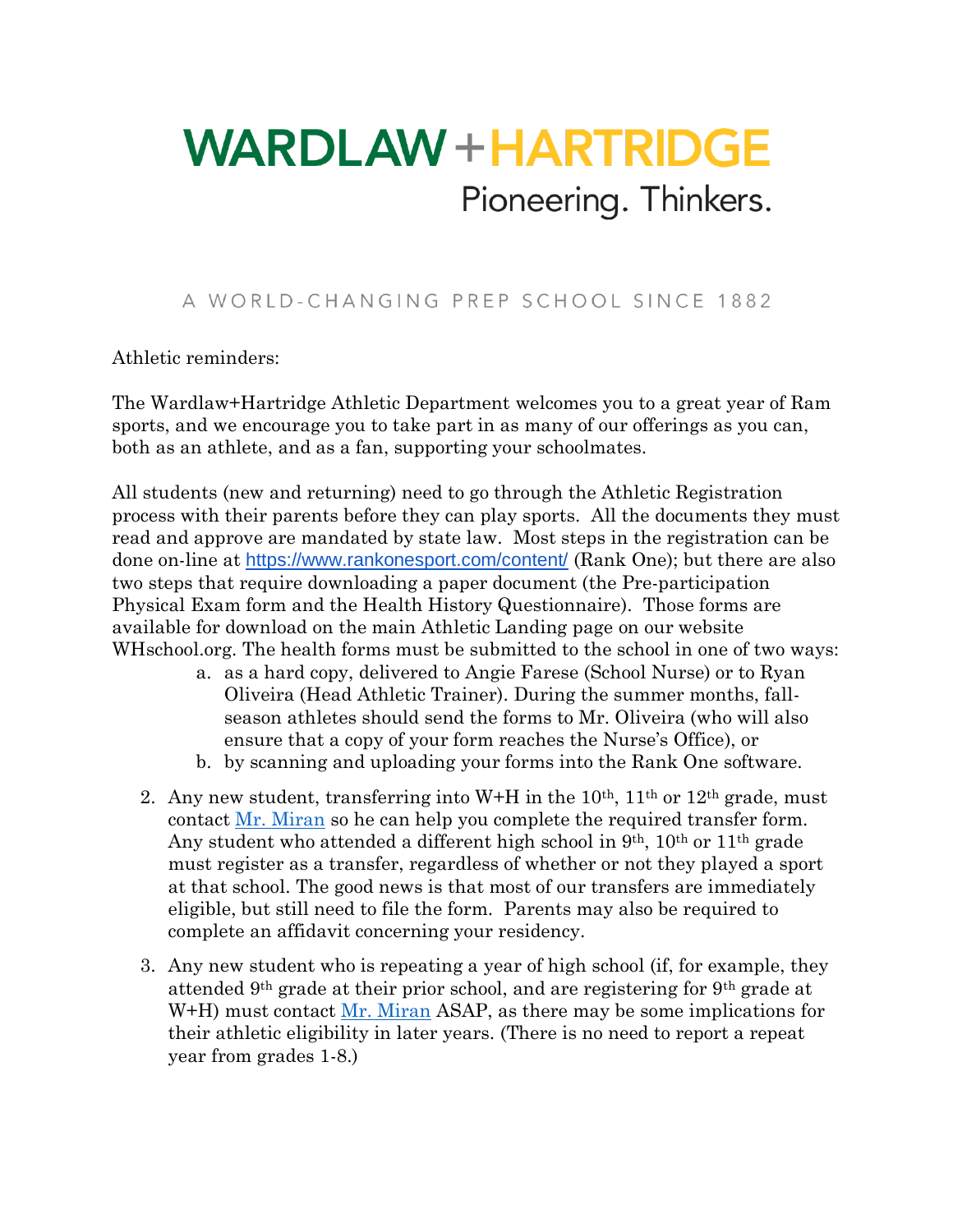# WARDLAW + HARTRIDGE

Pioneering. Thinkers.

A WORLD-CHANGING PREP SCHOOL SINCE 1882

Athletic reminders:

The Wardlaw+Hartridge Athletic Department welcomes you to a great year of Ram sports, and we encourage you to take part in as many of our offerings as you can, both as an athlete, and as a fan, supporting your schoolmates.

All students (new and returning) need to go through the Athletic Registration process with their parents before they can play sports. All the documents they must read and approve are mandated by state law. Most steps in the registration can be done on-line at https://www.rankonesport.com/content/ (Rank One); but there are also two steps that require downloading a paper document (the Pre-participation Physical Exam form and the Health History Questionnaire). Those forms are available for download on the main Athletic Landing page on our website WHschool.org. The health forms must be submitted to the school in one of two ways:

a. as a hard copy, delivered to Angie Farese (School Nurse) or to Ryan Oliveira (Head Athletic Trainer). During the summer months, fall-season athletes should send the forms to Mr. Oliveira (who will also ensure that a copy of your form reaches the Nurse's Office), or
b. by scanning and uploading your forms into the Rank One software.

2. Any new student, transferring into W+H in the 10th, 11th or 12th grade, must contact Mr. Miran so he can help you complete the required transfer form. Any student who attended a different high school in 9th, 10th or 11th grade must register as a transfer, regardless of whether or not they played a sport at that school. The good news is that most of our transfers are immediately eligible, but still need to file the form. Parents may also be required to complete an affidavit concerning your residency.

3. Any new student who is repeating a year of high school (if, for example, they attended 9th grade at their prior school, and are registering for 9th grade at W+H) must contact Mr. Miran ASAP, as there may be some implications for their athletic eligibility in later years. (There is no need to report a repeat year from grades 1-8.)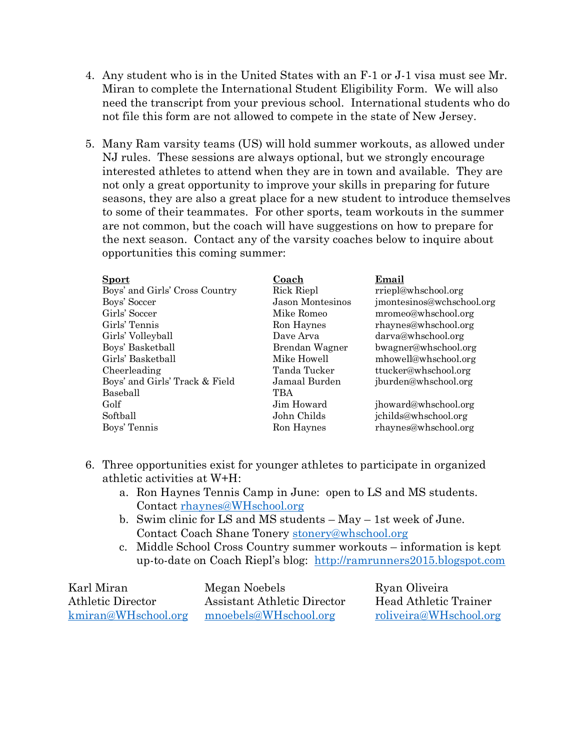4. Any student who is in the United States with an F-1 or J-1 visa must see Mr. Miran to complete the International Student Eligibility Form. We will also need the transcript from your previous school. International students who do not file this form are not allowed to compete in the state of New Jersey.

5. Many Ram varsity teams (US) will hold summer workouts, as allowed under NJ rules. These sessions are always optional, but we strongly encourage interested athletes to attend when they are in town and available. They are not only a great opportunity to improve your skills in preparing for future seasons, they are also a great place for a new student to introduce themselves to some of their teammates. For other sports, team workouts in the summer are not common, but the coach will have suggestions on how to prepare for the next season. Contact any of the varsity coaches below to inquire about opportunities this coming summer:

| Sport | Coach | Email |
| --- | --- | --- |
| Boys' and Girls' Cross Country | Rick Riepl | rriepl@whschool.org |
| Boys' Soccer | Jason Montesinos | jmontesinos@wchschool.org |
| Girls' Soccer | Mike Romeo | mromeo@whschool.org |
| Girls' Tennis | Ron Haynes | rhaynes@whschool.org |
| Girls' Volleyball | Dave Arva | darva@whschool.org |
| Boys' Basketball | Brendan Wagner | bwagner@whschool.org |
| Girls' Basketball | Mike Howell | mhowell@whschool.org |
| Cheerleading | Tanda Tucker | ttucker@whschool.org |
| Boys' and Girls' Track & Field | Jamaal Burden | jburden@whschool.org |
| Baseball | TBA | |
| Golf | Jim Howard | jhoward@whschool.org |
| Softball | John Childs | jchilds@whschool.org |
| Boys' Tennis | Ron Haynes | rhaynes@whschool.org |

6. Three opportunities exist for younger athletes to participate in organized athletic activities at W+H:
   a. Ron Haynes Tennis Camp in June: open to LS and MS students. Contact rhaynes@WHschool.org
   b. Swim clinic for LS and MS students – May – 1st week of June. Contact Coach Shane Tonery stonery@whschool.org
   c. Middle School Cross Country summer workouts – information is kept up-to-date on Coach Riepl's blog: http://ramrunners2015.blogspot.com

Karl Miran
Athletic Director
kmiran@WHschool.org

Megan Noebels
Assistant Athletic Director
mnoebels@WHschool.org

Ryan Oliveira
Head Athletic Trainer
roliveira@WHschool.org